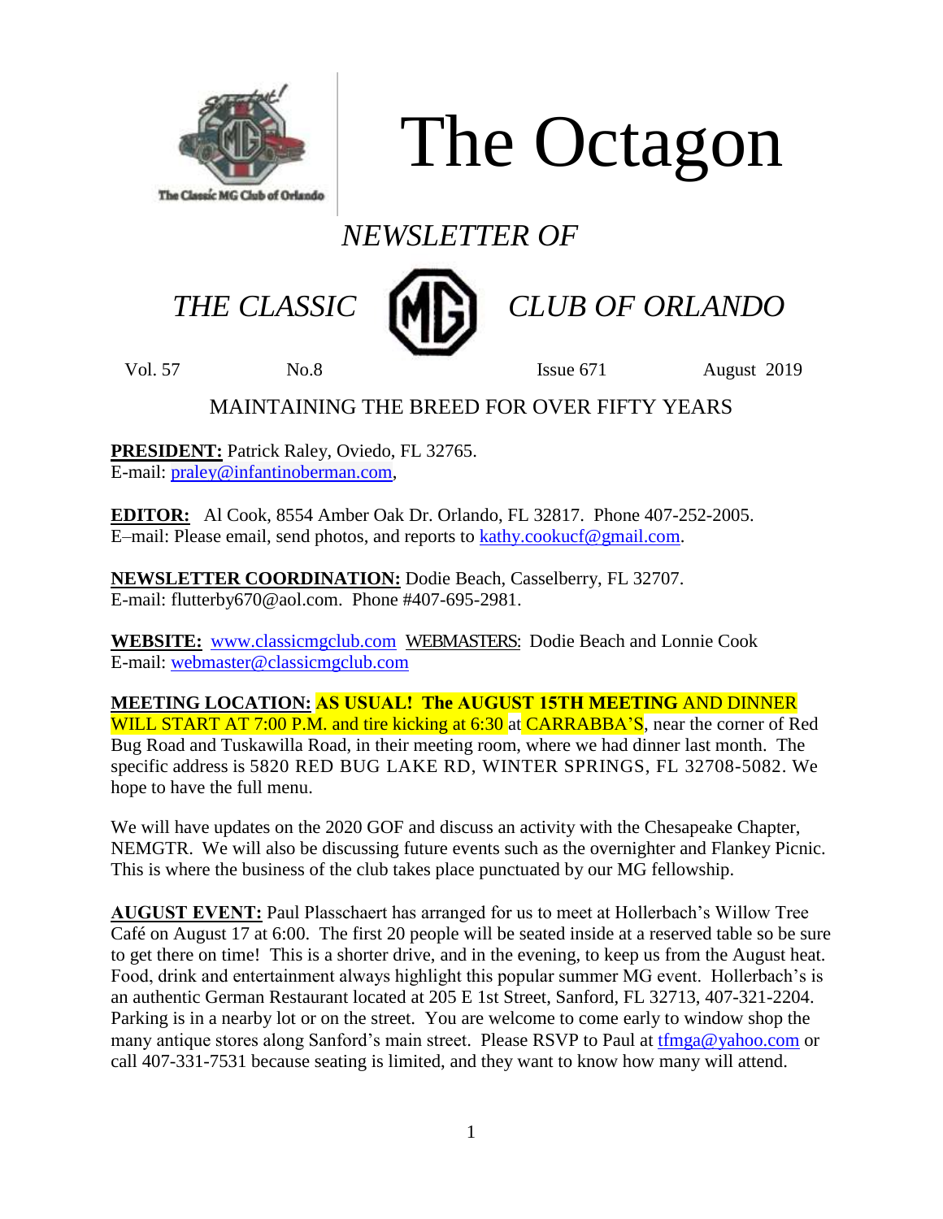# The Octagon

*NEWSLETTER OF*

*THE CLASSIC MG CLUB OF ORLANDO*

Vol. 57 No.8 Issue 671 August 2019

MAINTAINING THE BREED FOR OVER FIFTY YEARS

**PRESIDENT:** Patrick Raley, Oviedo, FL 32765.
E-mail: praley@infantinoberman.com,

**EDITOR:** Al Cook, 8554 Amber Oak Dr. Orlando, FL 32817. Phone 407-252-2005.
E–mail: Please email, send photos, and reports to kathy.cookucf@gmail.com.

**NEWSLETTER COORDINATION:** Dodie Beach, Casselberry, FL 32707.
E-mail: flutterby670@aol.com. Phone #407-695-2981.

**WEBSITE:** www.classicmgclub.com WEBMASTERS: Dodie Beach and Lonnie Cook
E-mail: webmaster@classicmgclub.com

**MEETING LOCATION:** **AS USUAL! The AUGUST 15TH MEETING** AND DINNER WILL START AT 7:00 P.M. and tire kicking at 6:30 at CARRABBA'S, near the corner of Red Bug Road and Tuskawilla Road, in their meeting room, where we had dinner last month. The specific address is 5820 RED BUG LAKE RD, WINTER SPRINGS, FL 32708-5082. We hope to have the full menu.

We will have updates on the 2020 GOF and discuss an activity with the Chesapeake Chapter, NEMGTR. We will also be discussing future events such as the overnighter and Flankey Picnic. This is where the business of the club takes place punctuated by our MG fellowship.

**AUGUST EVENT:** Paul Plasschaert has arranged for us to meet at Hollerbach's Willow Tree Café on August 17 at 6:00. The first 20 people will be seated inside at a reserved table so be sure to get there on time! This is a shorter drive, and in the evening, to keep us from the August heat. Food, drink and entertainment always highlight this popular summer MG event. Hollerbach's is an authentic German Restaurant located at 205 E 1st Street, Sanford, FL 32713, 407-321-2204. Parking is in a nearby lot or on the street. You are welcome to come early to window shop the many antique stores along Sanford's main street. Please RSVP to Paul at tfmga@yahoo.com or call 407-331-7531 because seating is limited, and they want to know how many will attend.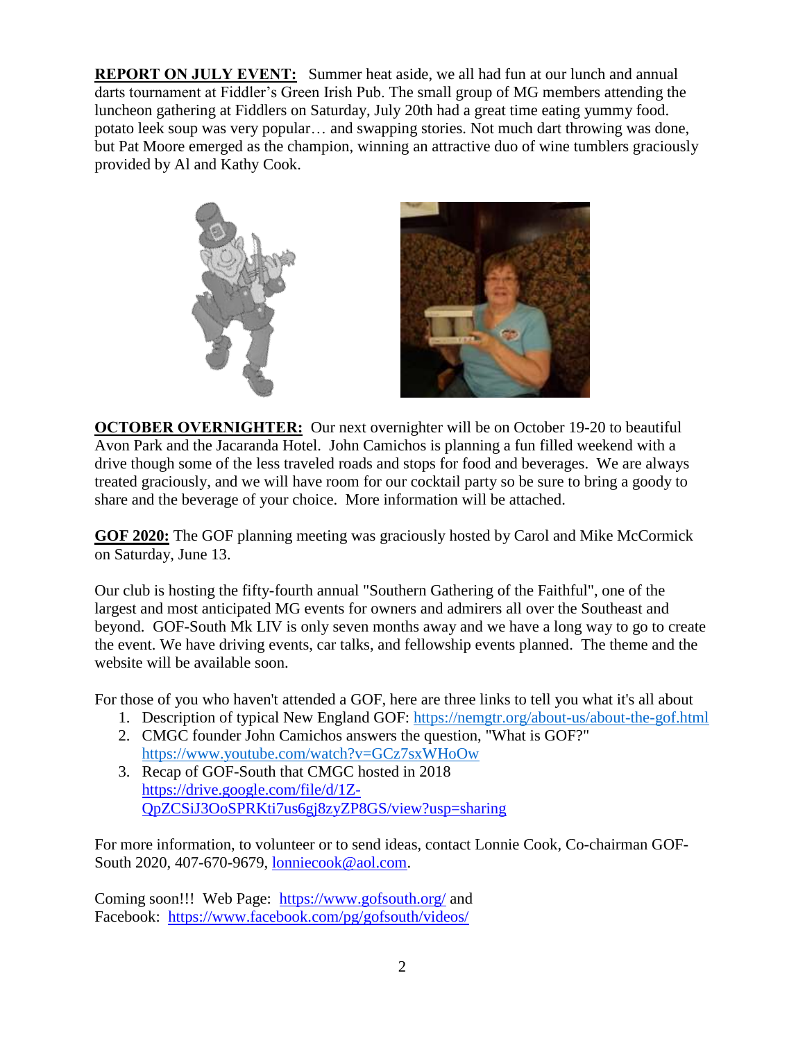**REPORT ON JULY EVENT:** Summer heat aside, we all had fun at our lunch and annual darts tournament at Fiddler's Green Irish Pub. The small group of MG members attending the luncheon gathering at Fiddlers on Saturday, July 20th had a great time eating yummy food. potato leek soup was very popular… and swapping stories. Not much dart throwing was done, but Pat Moore emerged as the champion, winning an attractive duo of wine tumblers graciously provided by Al and Kathy Cook.

**OCTOBER OVERNIGHTER:** Our next overnighter will be on October 19-20 to beautiful Avon Park and the Jacaranda Hotel. John Camichos is planning a fun filled weekend with a drive though some of the less traveled roads and stops for food and beverages. We are always treated graciously, and we will have room for our cocktail party so be sure to bring a goody to share and the beverage of your choice. More information will be attached.

**GOF 2020:** The GOF planning meeting was graciously hosted by Carol and Mike McCormick on Saturday, June 13.

Our club is hosting the fifty-fourth annual "Southern Gathering of the Faithful", one of the largest and most anticipated MG events for owners and admirers all over the Southeast and beyond. GOF-South Mk LIV is only seven months away and we have a long way to go to create the event. We have driving events, car talks, and fellowship events planned. The theme and the website will be available soon.

For those of you who haven't attended a GOF, here are three links to tell you what it's all about

1. Description of typical New England GOF: https://nemgtr.org/about-us/about-the-gof.html
2. CMGC founder John Camichos answers the question, "What is GOF?" https://www.youtube.com/watch?v=GCz7sxWHoOw
3. Recap of GOF-South that CMGC hosted in 2018 https://drive.google.com/file/d/1Z-QpZCSiJ3OoSPRKti7us6gj8zyZP8GS/view?usp=sharing

For more information, to volunteer or to send ideas, contact Lonnie Cook, Co-chairman GOF-South 2020, 407-670-9679, lonniecook@aol.com.

Coming soon!!! Web Page: https://www.gofsouth.org/ and
Facebook: https://www.facebook.com/pg/gofsouth/videos/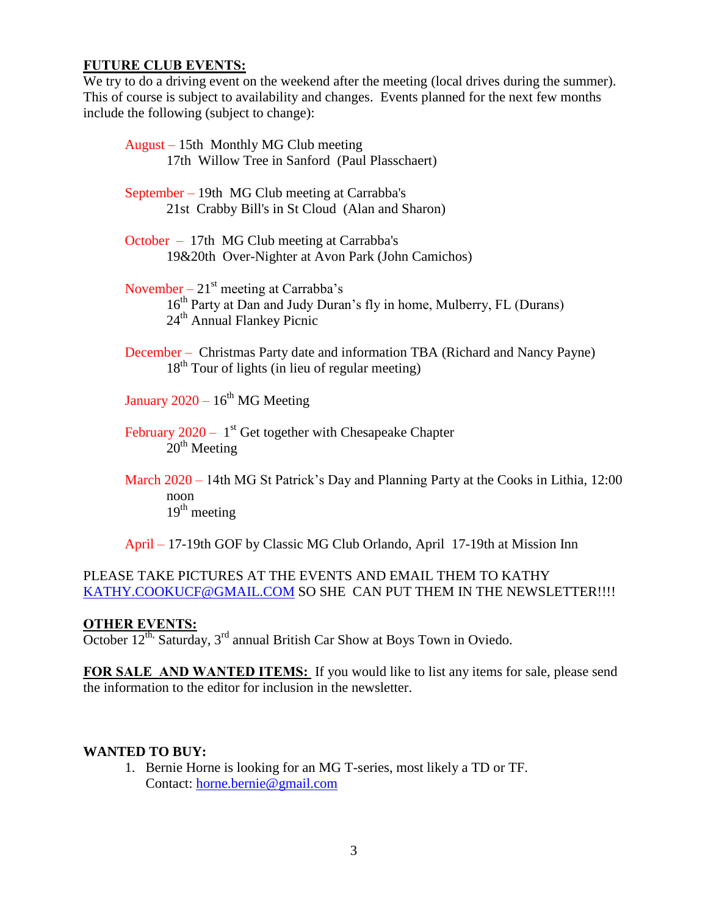## **FUTURE CLUB EVENTS:**

We try to do a driving event on the weekend after the meeting (local drives during the summer). This of course is subject to availability and changes. Events planned for the next few months include the following (subject to change):

August – 15th Monthly MG Club meeting
17th Willow Tree in Sanford (Paul Plasschaert)

September – 19th MG Club meeting at Carrabba's
21st Crabby Bill's in St Cloud (Alan and Sharon)

October – 17th MG Club meeting at Carrabba's
19&20th Over-Nighter at Avon Park (John Camichos)

November – 21st meeting at Carrabba's
16th Party at Dan and Judy Duran's fly in home, Mulberry, FL (Durans)
24th Annual Flankey Picnic

December – Christmas Party date and information TBA (Richard and Nancy Payne)
18th Tour of lights (in lieu of regular meeting)

January 2020 – 16th MG Meeting

February 2020 – 1st Get together with Chesapeake Chapter
20th Meeting

March 2020 – 14th MG St Patrick's Day and Planning Party at the Cooks in Lithia, 12:00 noon
19th meeting

April – 17-19th GOF by Classic MG Club Orlando, April 17-19th at Mission Inn

PLEASE TAKE PICTURES AT THE EVENTS AND EMAIL THEM TO KATHY KATHY.COOKUCF@GMAIL.COM SO SHE CAN PUT THEM IN THE NEWSLETTER!!!!

## **OTHER EVENTS:**

October 12th, Saturday, 3rd annual British Car Show at Boys Town in Oviedo.

**FOR SALE AND WANTED ITEMS:** If you would like to list any items for sale, please send the information to the editor for inclusion in the newsletter.

**WANTED TO BUY:**

1. Bernie Horne is looking for an MG T-series, most likely a TD or TF.
   Contact: horne.bernie@gmail.com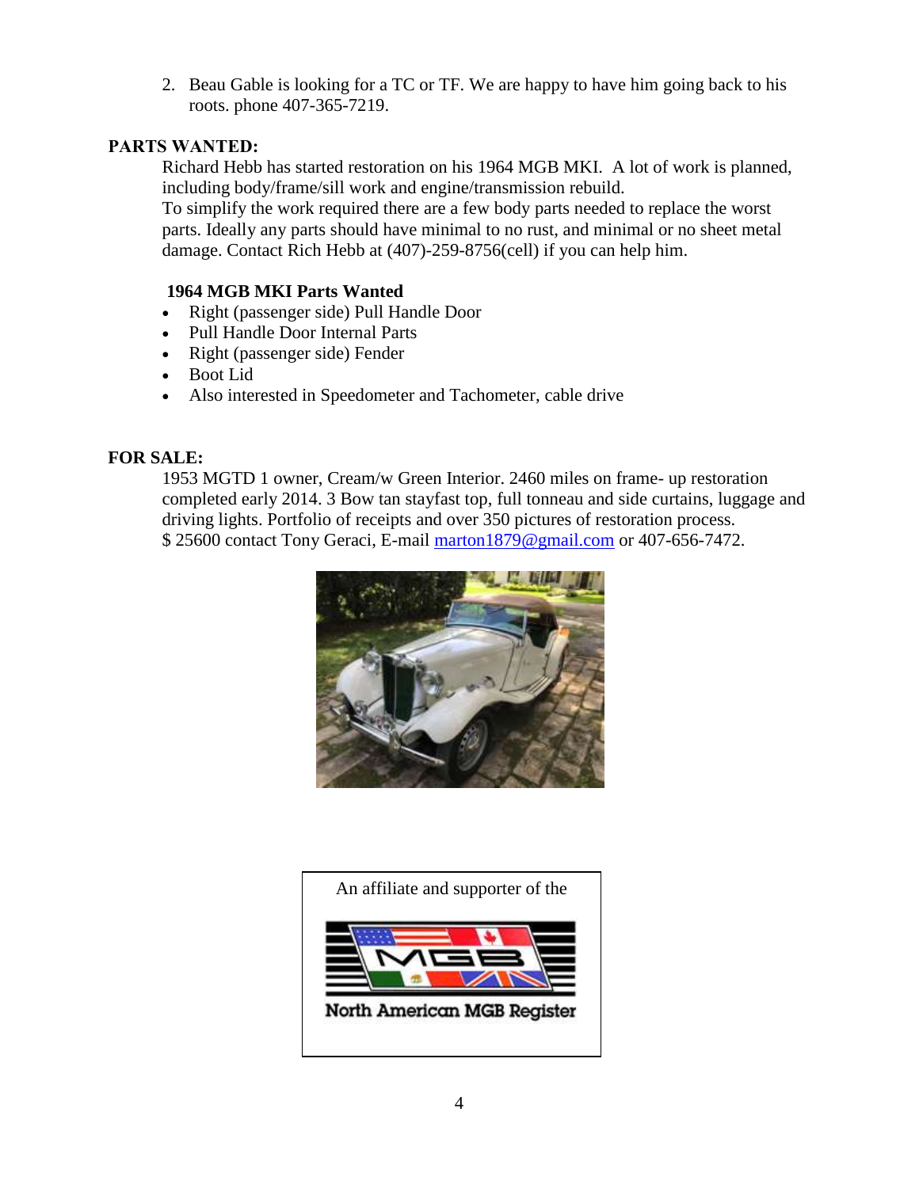2. Beau Gable is looking for a TC or TF. We are happy to have him going back to his roots. phone 407-365-7219.

## PARTS WANTED:

Richard Hebb has started restoration on his 1964 MGB MKI. A lot of work is planned, including body/frame/sill work and engine/transmission rebuild.
To simplify the work required there are a few body parts needed to replace the worst parts. Ideally any parts should have minimal to no rust, and minimal or no sheet metal damage. Contact Rich Hebb at (407)-259-8756(cell) if you can help him.

**1964 MGB MKI Parts Wanted**

- Right (passenger side) Pull Handle Door
- Pull Handle Door Internal Parts
- Right (passenger side) Fender
- Boot Lid
- Also interested in Speedometer and Tachometer, cable drive

## FOR SALE:

1953 MGTD 1 owner, Cream/w Green Interior. 2460 miles on frame- up restoration completed early 2014. 3 Bow tan stayfast top, full tonneau and side curtains, luggage and driving lights. Portfolio of receipts and over 350 pictures of restoration process.
$ 25600 contact Tony Geraci, E-mail marton1879@gmail.com or 407-656-7472.

An affiliate and supporter of the

North American MGB Register